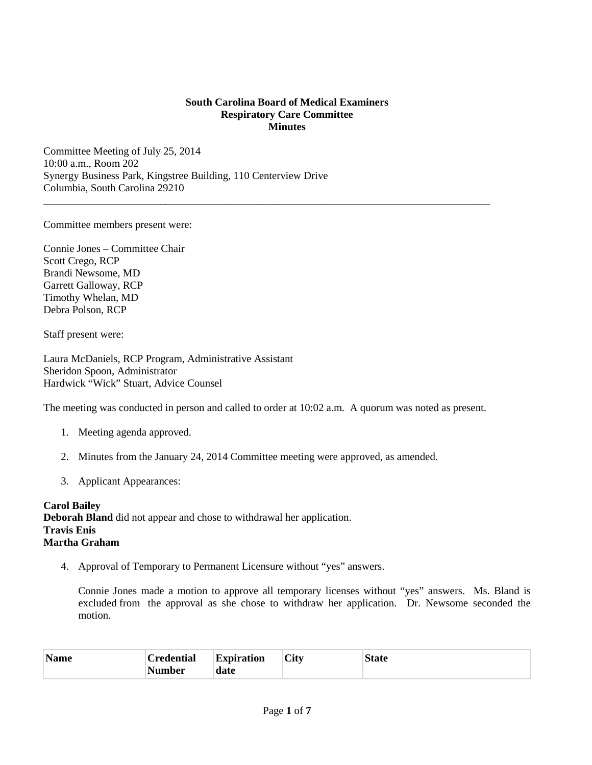**South Carolina Board of Medical Examiners**
**Respiratory Care Committee**
**Minutes**

Committee Meeting of July 25, 2014
10:00 a.m., Room 202
Synergy Business Park, Kingstree Building, 110 Centerview Drive
Columbia, South Carolina 29210

---

Committee members present were:

Connie Jones – Committee Chair
Scott Crego, RCP
Brandi Newsome, MD
Garrett Galloway, RCP
Timothy Whelan, MD
Debra Polson, RCP

Staff present were:

Laura McDaniels, RCP Program, Administrative Assistant
Sheridon Spoon, Administrator
Hardwick "Wick" Stuart, Advice Counsel

The meeting was conducted in person and called to order at 10:02 a.m. A quorum was noted as present.

1. Meeting agenda approved.

2. Minutes from the January 24, 2014 Committee meeting were approved, as amended.

3. Applicant Appearances:

**Carol Bailey**
**Deborah Bland** did not appear and chose to withdrawal her application.
**Travis Enis**
**Martha Graham**

4. Approval of Temporary to Permanent Licensure without "yes" answers.

   Connie Jones made a motion to approve all temporary licenses without "yes" answers. Ms. Bland is excluded from the approval as she chose to withdraw her application. Dr. Newsome seconded the motion.

| Name | Credential Number | Expiration date | City | State |
|---|---|---|---|---|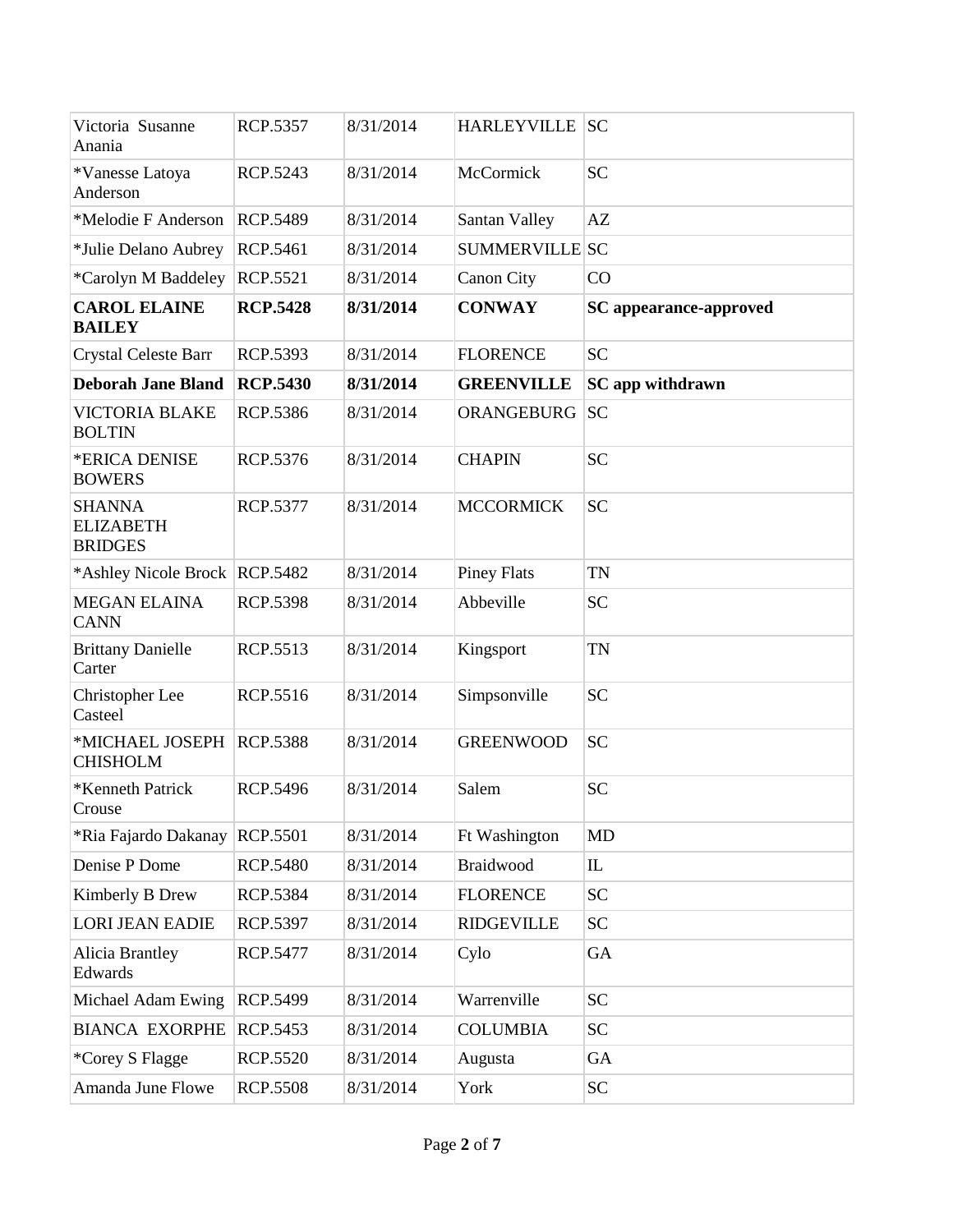| Victoria Susanne Anania | RCP.5357 | 8/31/2014 | HARLEYVILLE | SC |
|---|---|---|---|---|
| *Vanesse Latoya Anderson | RCP.5243 | 8/31/2014 | McCormick | SC |
| *Melodie F Anderson | RCP.5489 | 8/31/2014 | Santan Valley | AZ |
| *Julie Delano Aubrey | RCP.5461 | 8/31/2014 | SUMMERVILLE | SC |
| *Carolyn M Baddeley | RCP.5521 | 8/31/2014 | Canon City | CO |
| **CAROL ELAINE BAILEY** | **RCP.5428** | **8/31/2014** | **CONWAY** | **SC appearance-approved** |
| Crystal Celeste Barr | RCP.5393 | 8/31/2014 | FLORENCE | SC |
| **Deborah Jane Bland** | **RCP.5430** | **8/31/2014** | **GREENVILLE** | **SC app withdrawn** |
| VICTORIA BLAKE BOLTIN | RCP.5386 | 8/31/2014 | ORANGEBURG | SC |
| *ERICA DENISE BOWERS | RCP.5376 | 8/31/2014 | CHAPIN | SC |
| SHANNA ELIZABETH BRIDGES | RCP.5377 | 8/31/2014 | MCCORMICK | SC |
| *Ashley Nicole Brock | RCP.5482 | 8/31/2014 | Piney Flats | TN |
| MEGAN ELAINA CANN | RCP.5398 | 8/31/2014 | Abbeville | SC |
| Brittany Danielle Carter | RCP.5513 | 8/31/2014 | Kingsport | TN |
| Christopher Lee Casteel | RCP.5516 | 8/31/2014 | Simpsonville | SC |
| *MICHAEL JOSEPH CHISHOLM | RCP.5388 | 8/31/2014 | GREENWOOD | SC |
| *Kenneth Patrick Crouse | RCP.5496 | 8/31/2014 | Salem | SC |
| *Ria Fajardo Dakanay | RCP.5501 | 8/31/2014 | Ft Washington | MD |
| Denise P Dome | RCP.5480 | 8/31/2014 | Braidwood | IL |
| Kimberly B Drew | RCP.5384 | 8/31/2014 | FLORENCE | SC |
| LORI JEAN EADIE | RCP.5397 | 8/31/2014 | RIDGEVILLE | SC |
| Alicia Brantley Edwards | RCP.5477 | 8/31/2014 | Cylo | GA |
| Michael Adam Ewing | RCP.5499 | 8/31/2014 | Warrenville | SC |
| BIANCA EXORPHE | RCP.5453 | 8/31/2014 | COLUMBIA | SC |
| *Corey S Flagge | RCP.5520 | 8/31/2014 | Augusta | GA |
| Amanda June Flowe | RCP.5508 | 8/31/2014 | York | SC |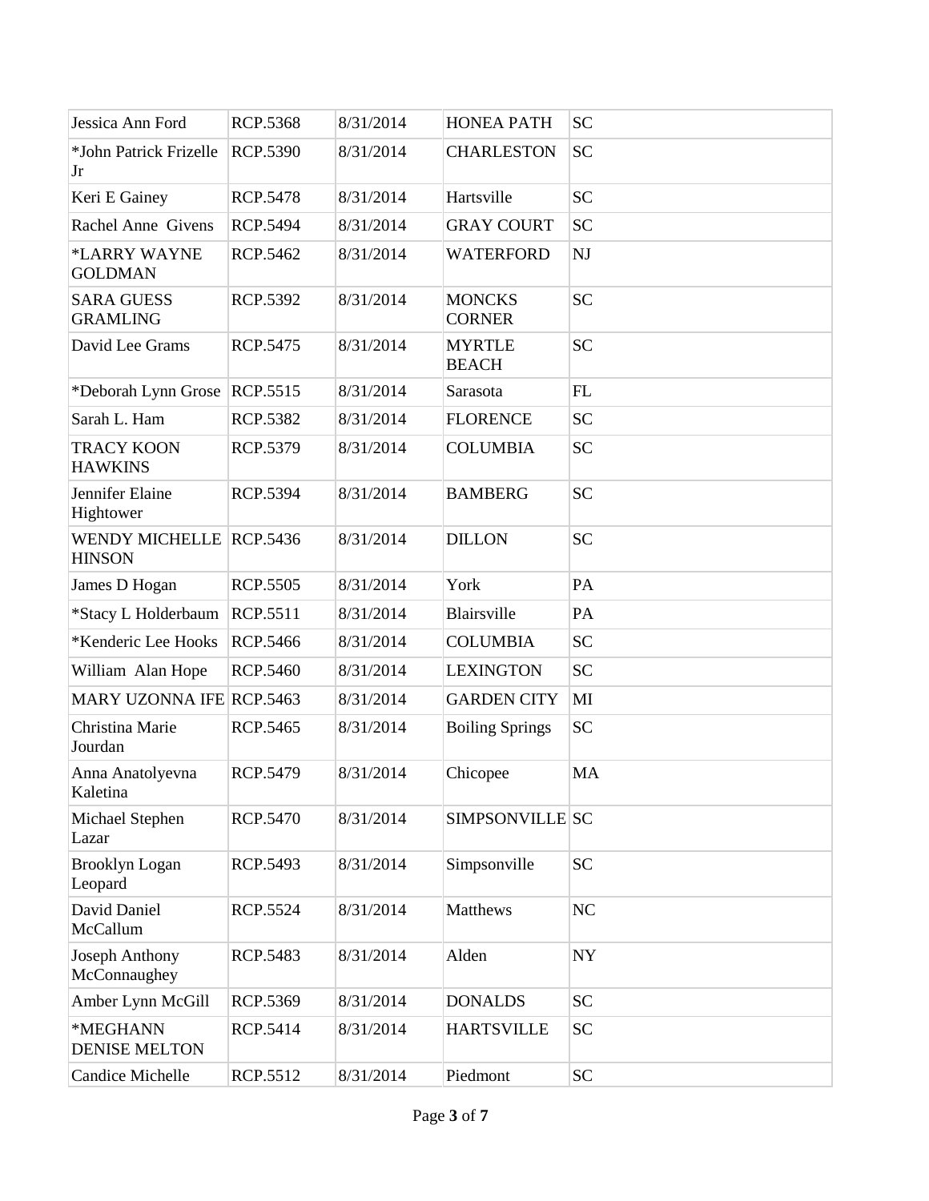| Jessica Ann Ford | RCP.5368 | 8/31/2014 | HONEA PATH | SC |
|---|---|---|---|---|
| *John Patrick Frizelle Jr | RCP.5390 | 8/31/2014 | CHARLESTON | SC |
| Keri E Gainey | RCP.5478 | 8/31/2014 | Hartsville | SC |
| Rachel Anne Givens | RCP.5494 | 8/31/2014 | GRAY COURT | SC |
| *LARRY WAYNE GOLDMAN | RCP.5462 | 8/31/2014 | WATERFORD | NJ |
| SARA GUESS GRAMLING | RCP.5392 | 8/31/2014 | MONCKS CORNER | SC |
| David Lee Grams | RCP.5475 | 8/31/2014 | MYRTLE BEACH | SC |
| *Deborah Lynn Grose | RCP.5515 | 8/31/2014 | Sarasota | FL |
| Sarah L. Ham | RCP.5382 | 8/31/2014 | FLORENCE | SC |
| TRACY KOON HAWKINS | RCP.5379 | 8/31/2014 | COLUMBIA | SC |
| Jennifer Elaine Hightower | RCP.5394 | 8/31/2014 | BAMBERG | SC |
| WENDY MICHELLE HINSON | RCP.5436 | 8/31/2014 | DILLON | SC |
| James D Hogan | RCP.5505 | 8/31/2014 | York | PA |
| *Stacy L Holderbaum | RCP.5511 | 8/31/2014 | Blairsville | PA |
| *Kenderic Lee Hooks | RCP.5466 | 8/31/2014 | COLUMBIA | SC |
| William Alan Hope | RCP.5460 | 8/31/2014 | LEXINGTON | SC |
| MARY UZONNA IFE | RCP.5463 | 8/31/2014 | GARDEN CITY | MI |
| Christina Marie Jourdan | RCP.5465 | 8/31/2014 | Boiling Springs | SC |
| Anna Anatolyevna Kaletina | RCP.5479 | 8/31/2014 | Chicopee | MA |
| Michael Stephen Lazar | RCP.5470 | 8/31/2014 | SIMPSONVILLE | SC |
| Brooklyn Logan Leopard | RCP.5493 | 8/31/2014 | Simpsonville | SC |
| David Daniel McCallum | RCP.5524 | 8/31/2014 | Matthews | NC |
| Joseph Anthony McConnaughey | RCP.5483 | 8/31/2014 | Alden | NY |
| Amber Lynn McGill | RCP.5369 | 8/31/2014 | DONALDS | SC |
| *MEGHANN DENISE MELTON | RCP.5414 | 8/31/2014 | HARTSVILLE | SC |
| Candice Michelle | RCP.5512 | 8/31/2014 | Piedmont | SC |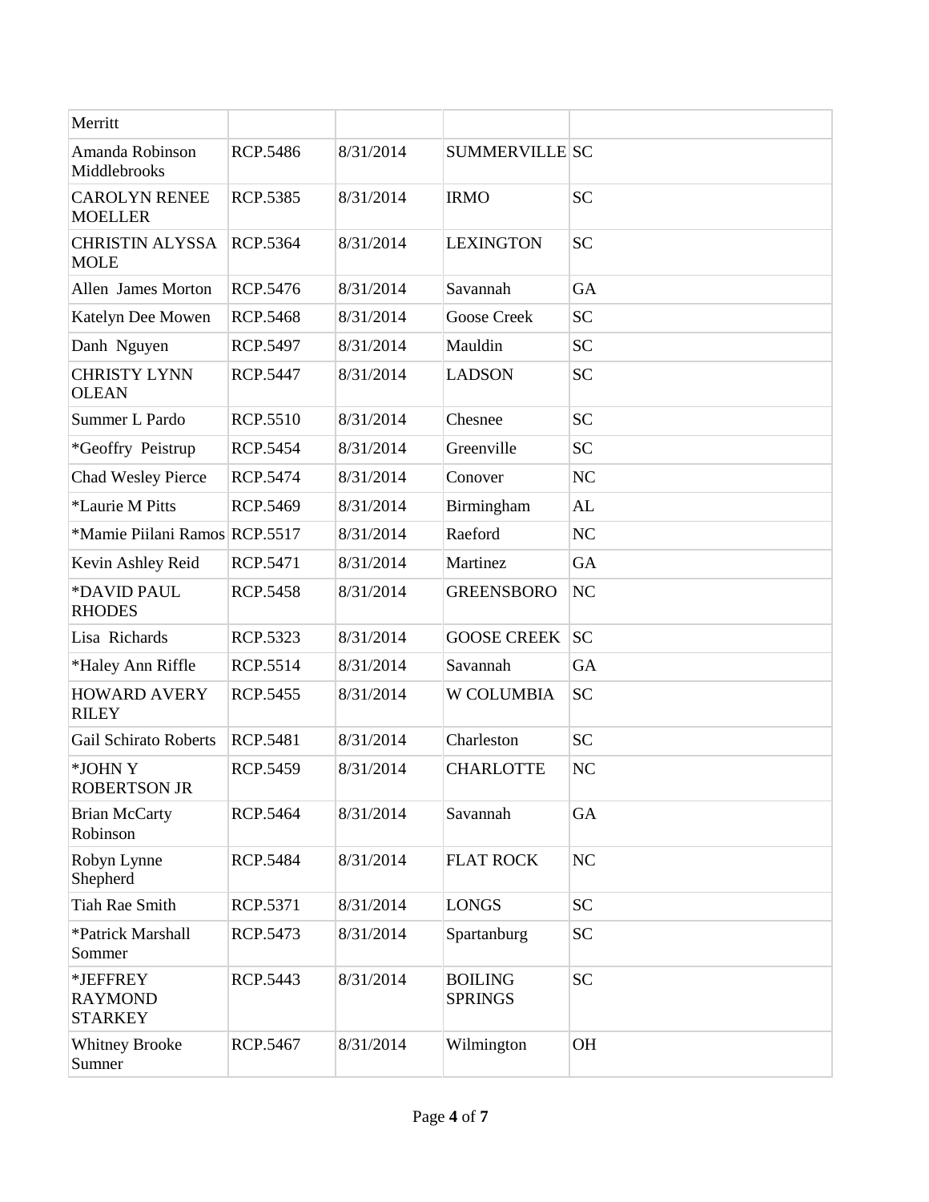| | | | | |
|---|---|---|---|---|
| Merritt | | | | |
| Amanda Robinson Middlebrooks | RCP.5486 | 8/31/2014 | SUMMERVILLE | SC |
| CAROLYN RENEE MOELLER | RCP.5385 | 8/31/2014 | IRMO | SC |
| CHRISTIN ALYSSA MOLE | RCP.5364 | 8/31/2014 | LEXINGTON | SC |
| Allen James Morton | RCP.5476 | 8/31/2014 | Savannah | GA |
| Katelyn Dee Mowen | RCP.5468 | 8/31/2014 | Goose Creek | SC |
| Danh Nguyen | RCP.5497 | 8/31/2014 | Mauldin | SC |
| CHRISTY LYNN OLEAN | RCP.5447 | 8/31/2014 | LADSON | SC |
| Summer L Pardo | RCP.5510 | 8/31/2014 | Chesnee | SC |
| *Geoffry Peistrup | RCP.5454 | 8/31/2014 | Greenville | SC |
| Chad Wesley Pierce | RCP.5474 | 8/31/2014 | Conover | NC |
| *Laurie M Pitts | RCP.5469 | 8/31/2014 | Birmingham | AL |
| *Mamie Piilani Ramos | RCP.5517 | 8/31/2014 | Raeford | NC |
| Kevin Ashley Reid | RCP.5471 | 8/31/2014 | Martinez | GA |
| *DAVID PAUL RHODES | RCP.5458 | 8/31/2014 | GREENSBORO | NC |
| Lisa Richards | RCP.5323 | 8/31/2014 | GOOSE CREEK | SC |
| *Haley Ann Riffle | RCP.5514 | 8/31/2014 | Savannah | GA |
| HOWARD AVERY RILEY | RCP.5455 | 8/31/2014 | W COLUMBIA | SC |
| Gail Schirato Roberts | RCP.5481 | 8/31/2014 | Charleston | SC |
| *JOHN Y ROBERTSON JR | RCP.5459 | 8/31/2014 | CHARLOTTE | NC |
| Brian McCarty Robinson | RCP.5464 | 8/31/2014 | Savannah | GA |
| Robyn Lynne Shepherd | RCP.5484 | 8/31/2014 | FLAT ROCK | NC |
| Tiah Rae Smith | RCP.5371 | 8/31/2014 | LONGS | SC |
| *Patrick Marshall Sommer | RCP.5473 | 8/31/2014 | Spartanburg | SC |
| *JEFFREY RAYMOND STARKEY | RCP.5443 | 8/31/2014 | BOILING SPRINGS | SC |
| Whitney Brooke Sumner | RCP.5467 | 8/31/2014 | Wilmington | OH |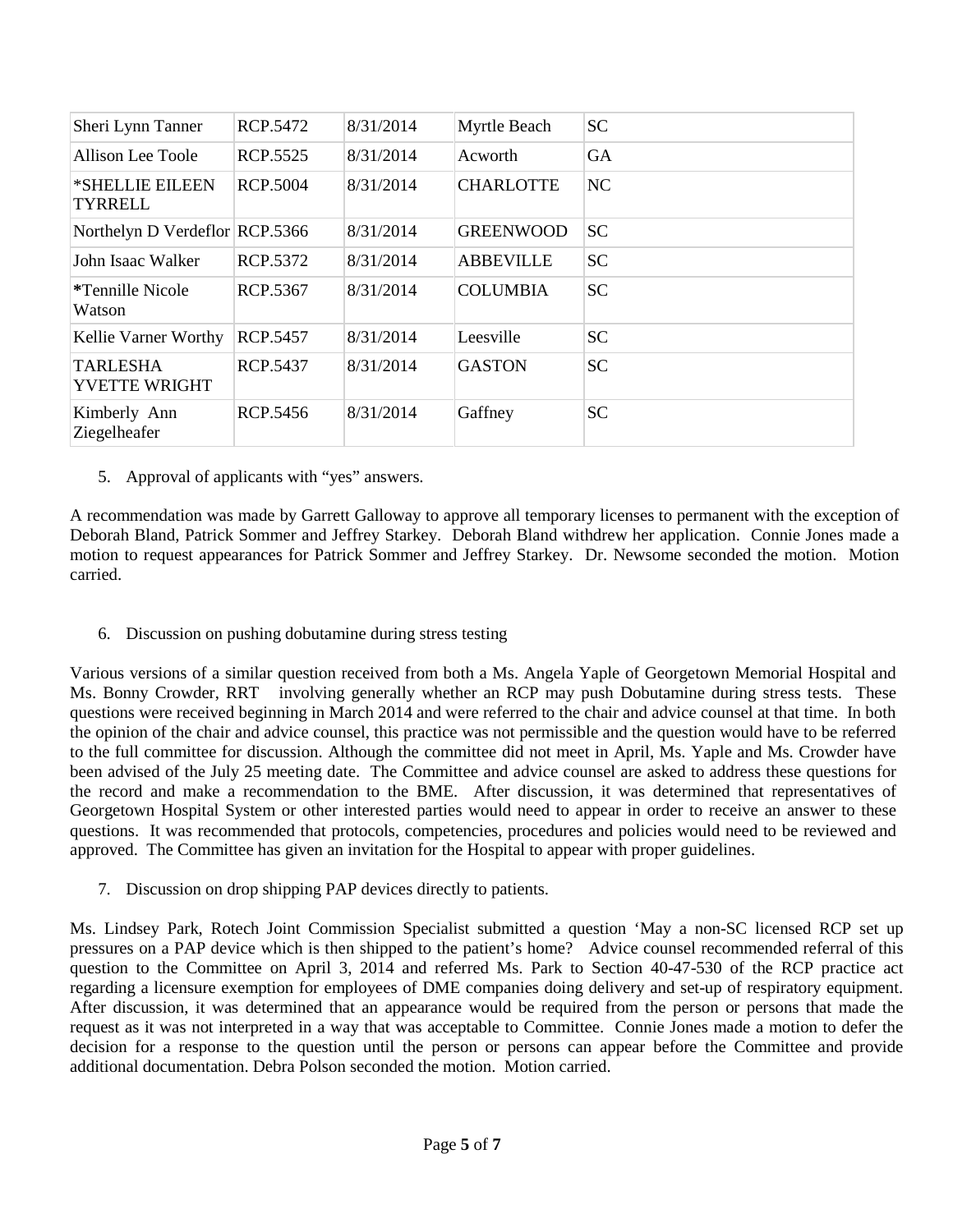| Sheri Lynn Tanner | RCP.5472 | 8/31/2014 | Myrtle Beach | SC |
|---|---|---|---|---|
| Allison Lee Toole | RCP.5525 | 8/31/2014 | Acworth | GA |
| *SHELLIE EILEEN TYRRELL | RCP.5004 | 8/31/2014 | CHARLOTTE | NC |
| Northelyn D Verdeflor | RCP.5366 | 8/31/2014 | GREENWOOD | SC |
| John Isaac Walker | RCP.5372 | 8/31/2014 | ABBEVILLE | SC |
| *Tennille Nicole Watson | RCP.5367 | 8/31/2014 | COLUMBIA | SC |
| Kellie Varner Worthy | RCP.5457 | 8/31/2014 | Leesville | SC |
| TARLESHA YVETTE WRIGHT | RCP.5437 | 8/31/2014 | GASTON | SC |
| Kimberly Ann Ziegelheafer | RCP.5456 | 8/31/2014 | Gaffney | SC |

5. Approval of applicants with "yes" answers.

A recommendation was made by Garrett Galloway to approve all temporary licenses to permanent with the exception of Deborah Bland, Patrick Sommer and Jeffrey Starkey. Deborah Bland withdrew her application. Connie Jones made a motion to request appearances for Patrick Sommer and Jeffrey Starkey. Dr. Newsome seconded the motion. Motion carried.

6. Discussion on pushing dobutamine during stress testing

Various versions of a similar question received from both a Ms. Angela Yaple of Georgetown Memorial Hospital and Ms. Bonny Crowder, RRT involving generally whether an RCP may push Dobutamine during stress tests. These questions were received beginning in March 2014 and were referred to the chair and advice counsel at that time. In both the opinion of the chair and advice counsel, this practice was not permissible and the question would have to be referred to the full committee for discussion. Although the committee did not meet in April, Ms. Yaple and Ms. Crowder have been advised of the July 25 meeting date. The Committee and advice counsel are asked to address these questions for the record and make a recommendation to the BME. After discussion, it was determined that representatives of Georgetown Hospital System or other interested parties would need to appear in order to receive an answer to these questions. It was recommended that protocols, competencies, procedures and policies would need to be reviewed and approved. The Committee has given an invitation for the Hospital to appear with proper guidelines.

7. Discussion on drop shipping PAP devices directly to patients.

Ms. Lindsey Park, Rotech Joint Commission Specialist submitted a question 'May a non-SC licensed RCP set up pressures on a PAP device which is then shipped to the patient's home? Advice counsel recommended referral of this question to the Committee on April 3, 2014 and referred Ms. Park to Section 40-47-530 of the RCP practice act regarding a licensure exemption for employees of DME companies doing delivery and set-up of respiratory equipment. After discussion, it was determined that an appearance would be required from the person or persons that made the request as it was not interpreted in a way that was acceptable to Committee. Connie Jones made a motion to defer the decision for a response to the question until the person or persons can appear before the Committee and provide additional documentation. Debra Polson seconded the motion. Motion carried.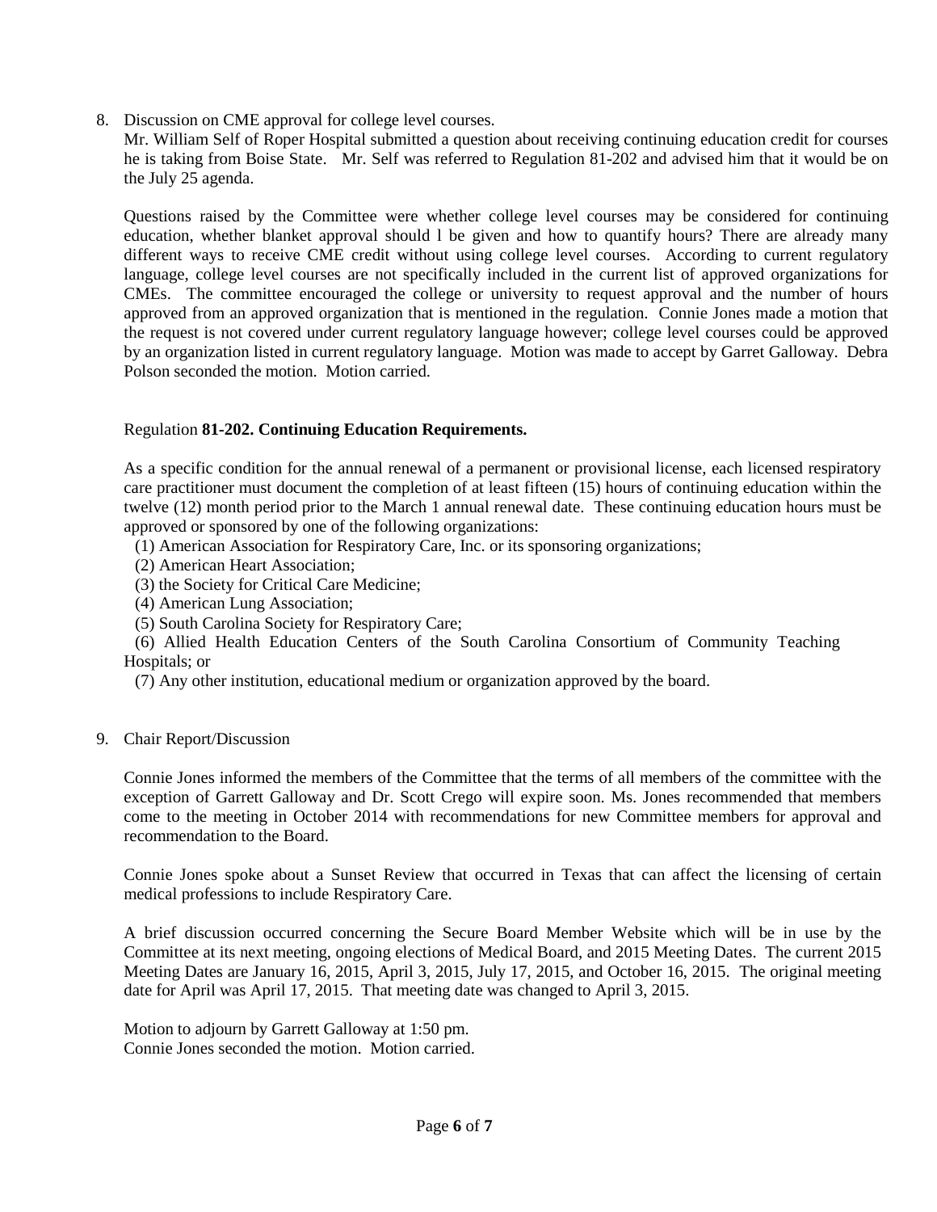8. Discussion on CME approval for college level courses.

   Mr. William Self of Roper Hospital submitted a question about receiving continuing education credit for courses he is taking from Boise State. Mr. Self was referred to Regulation 81-202 and advised him that it would be on the July 25 agenda.

   Questions raised by the Committee were whether college level courses may be considered for continuing education, whether blanket approval should l be given and how to quantify hours? There are already many different ways to receive CME credit without using college level courses. According to current regulatory language, college level courses are not specifically included in the current list of approved organizations for CMEs. The committee encouraged the college or university to request approval and the number of hours approved from an approved organization that is mentioned in the regulation. Connie Jones made a motion that the request is not covered under current regulatory language however; college level courses could be approved by an organization listed in current regulatory language. Motion was made to accept by Garret Galloway. Debra Polson seconded the motion. Motion carried.

   Regulation **81-202. Continuing Education Requirements.**

   As a specific condition for the annual renewal of a permanent or provisional license, each licensed respiratory care practitioner must document the completion of at least fifteen (15) hours of continuing education within the twelve (12) month period prior to the March 1 annual renewal date. These continuing education hours must be approved or sponsored by one of the following organizations:

   (1) American Association for Respiratory Care, Inc. or its sponsoring organizations;
   (2) American Heart Association;
   (3) the Society for Critical Care Medicine;
   (4) American Lung Association;
   (5) South Carolina Society for Respiratory Care;
   (6) Allied Health Education Centers of the South Carolina Consortium of Community Teaching Hospitals; or
   (7) Any other institution, educational medium or organization approved by the board.

9. Chair Report/Discussion

   Connie Jones informed the members of the Committee that the terms of all members of the committee with the exception of Garrett Galloway and Dr. Scott Crego will expire soon. Ms. Jones recommended that members come to the meeting in October 2014 with recommendations for new Committee members for approval and recommendation to the Board.

   Connie Jones spoke about a Sunset Review that occurred in Texas that can affect the licensing of certain medical professions to include Respiratory Care.

   A brief discussion occurred concerning the Secure Board Member Website which will be in use by the Committee at its next meeting, ongoing elections of Medical Board, and 2015 Meeting Dates. The current 2015 Meeting Dates are January 16, 2015, April 3, 2015, July 17, 2015, and October 16, 2015. The original meeting date for April was April 17, 2015. That meeting date was changed to April 3, 2015.

   Motion to adjourn by Garrett Galloway at 1:50 pm.
   Connie Jones seconded the motion. Motion carried.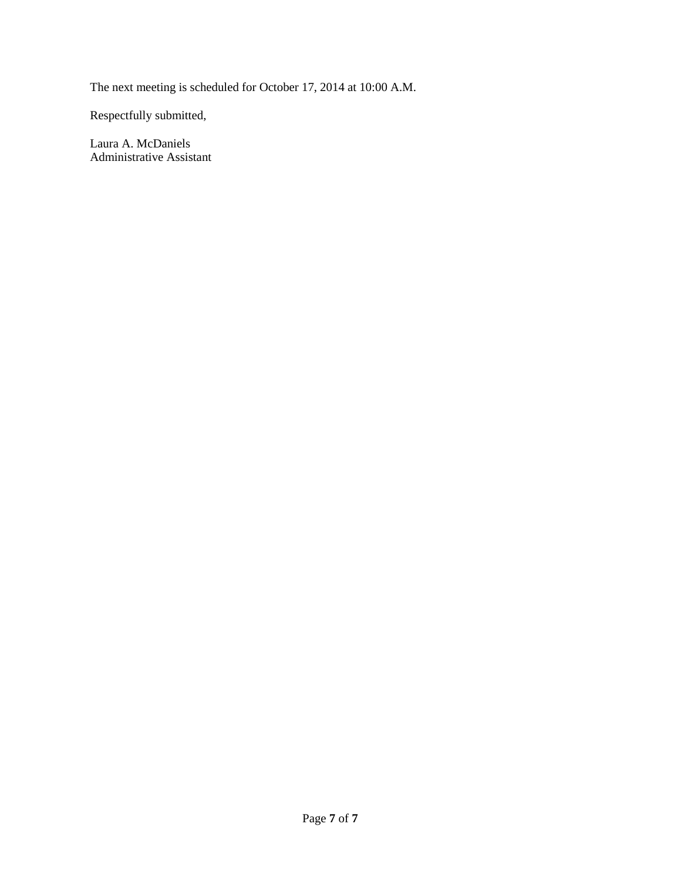The next meeting is scheduled for October 17, 2014 at 10:00 A.M.

Respectfully submitted,

Laura A. McDaniels  
Administrative Assistant